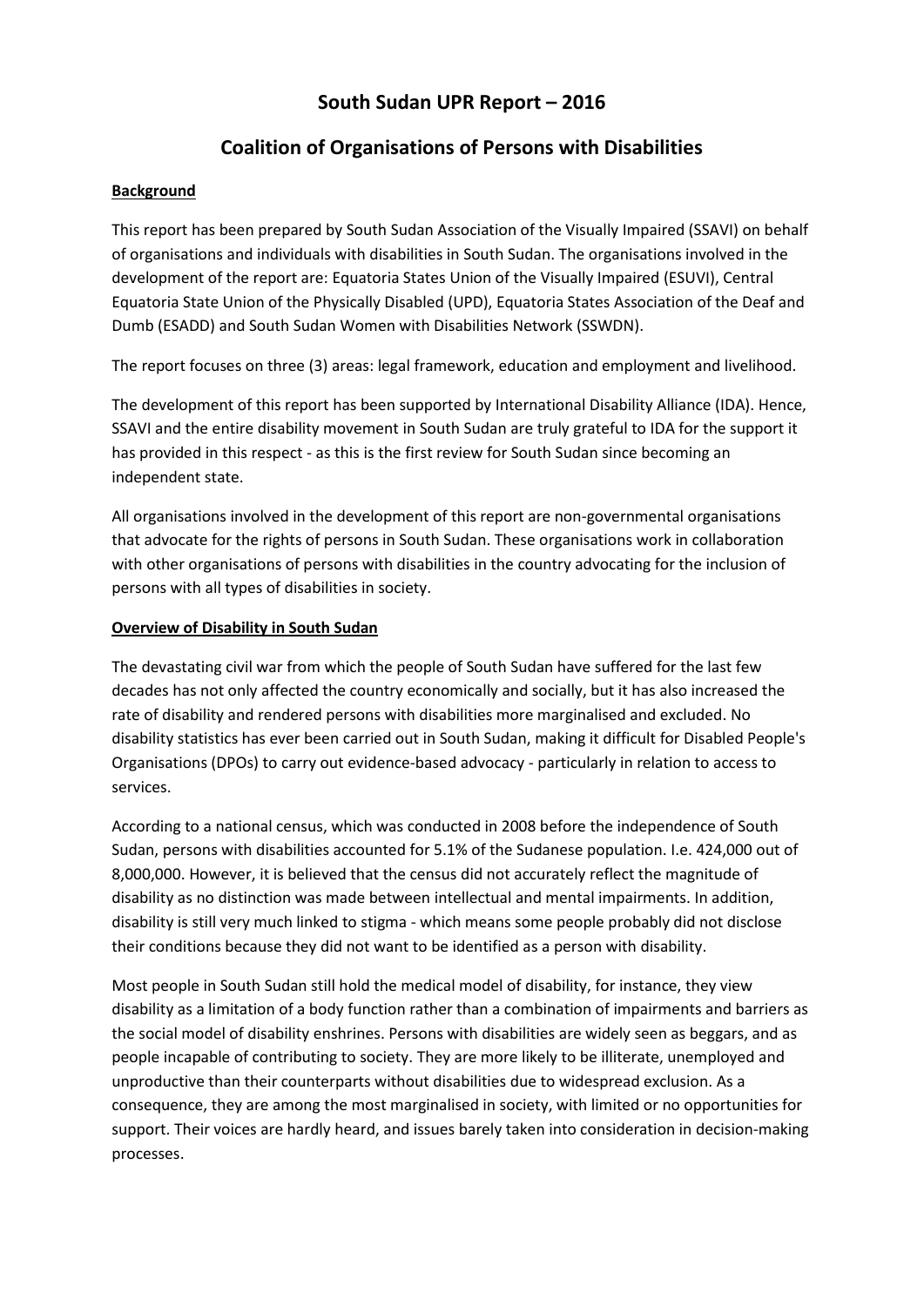# South Sudan UPR Report – 2016

## Coalition of Organisations of Persons with Disabilities

**Background**

This report has been prepared by South Sudan Association of the Visually Impaired (SSAVI) on behalf of organisations and individuals with disabilities in South Sudan. The organisations involved in the development of the report are: Equatoria States Union of the Visually Impaired (ESUVI), Central Equatoria State Union of the Physically Disabled (UPD), Equatoria States Association of the Deaf and Dumb (ESADD) and South Sudan Women with Disabilities Network (SSWDN).

The report focuses on three (3) areas: legal framework, education and employment and livelihood.

The development of this report has been supported by International Disability Alliance (IDA). Hence, SSAVI and the entire disability movement in South Sudan are truly grateful to IDA for the support it has provided in this respect - as this is the first review for South Sudan since becoming an independent state.

All organisations involved in the development of this report are non-governmental organisations that advocate for the rights of persons in South Sudan. These organisations work in collaboration with other organisations of persons with disabilities in the country advocating for the inclusion of persons with all types of disabilities in society.

**Overview of Disability in South Sudan**

The devastating civil war from which the people of South Sudan have suffered for the last few decades has not only affected the country economically and socially, but it has also increased the rate of disability and rendered persons with disabilities more marginalised and excluded. No disability statistics has ever been carried out in South Sudan, making it difficult for Disabled People's Organisations (DPOs) to carry out evidence-based advocacy - particularly in relation to access to services.

According to a national census, which was conducted in 2008 before the independence of South Sudan, persons with disabilities accounted for 5.1% of the Sudanese population. I.e. 424,000 out of 8,000,000. However, it is believed that the census did not accurately reflect the magnitude of disability as no distinction was made between intellectual and mental impairments. In addition, disability is still very much linked to stigma - which means some people probably did not disclose their conditions because they did not want to be identified as a person with disability.

Most people in South Sudan still hold the medical model of disability, for instance, they view disability as a limitation of a body function rather than a combination of impairments and barriers as the social model of disability enshrines. Persons with disabilities are widely seen as beggars, and as people incapable of contributing to society. They are more likely to be illiterate, unemployed and unproductive than their counterparts without disabilities due to widespread exclusion. As a consequence, they are among the most marginalised in society, with limited or no opportunities for support. Their voices are hardly heard, and issues barely taken into consideration in decision-making processes.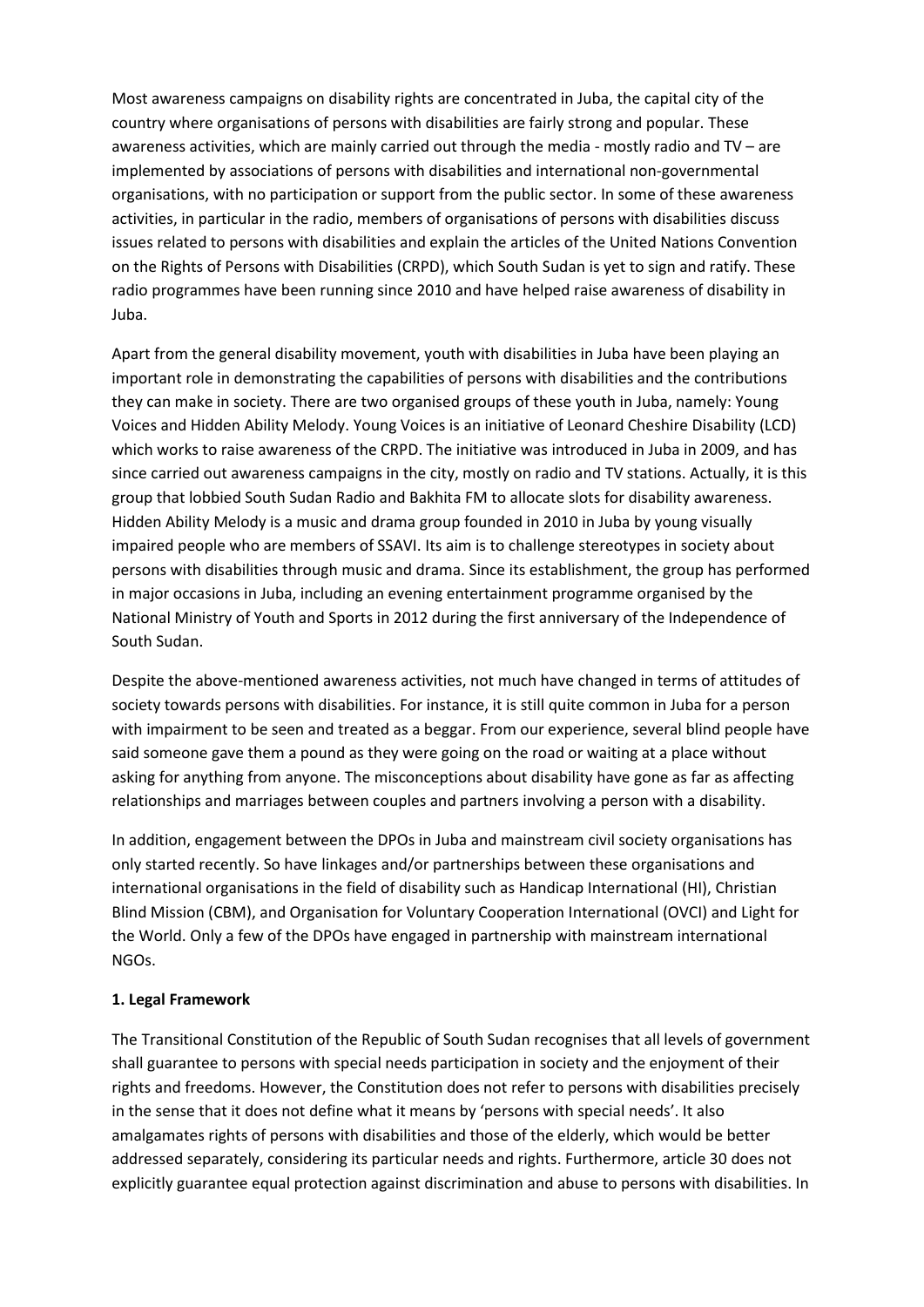Most awareness campaigns on disability rights are concentrated in Juba, the capital city of the country where organisations of persons with disabilities are fairly strong and popular. These awareness activities, which are mainly carried out through the media - mostly radio and TV – are implemented by associations of persons with disabilities and international non-governmental organisations, with no participation or support from the public sector. In some of these awareness activities, in particular in the radio, members of organisations of persons with disabilities discuss issues related to persons with disabilities and explain the articles of the United Nations Convention on the Rights of Persons with Disabilities (CRPD), which South Sudan is yet to sign and ratify. These radio programmes have been running since 2010 and have helped raise awareness of disability in Juba.

Apart from the general disability movement, youth with disabilities in Juba have been playing an important role in demonstrating the capabilities of persons with disabilities and the contributions they can make in society. There are two organised groups of these youth in Juba, namely: Young Voices and Hidden Ability Melody. Young Voices is an initiative of Leonard Cheshire Disability (LCD) which works to raise awareness of the CRPD. The initiative was introduced in Juba in 2009, and has since carried out awareness campaigns in the city, mostly on radio and TV stations. Actually, it is this group that lobbied South Sudan Radio and Bakhita FM to allocate slots for disability awareness. Hidden Ability Melody is a music and drama group founded in 2010 in Juba by young visually impaired people who are members of SSAVI. Its aim is to challenge stereotypes in society about persons with disabilities through music and drama. Since its establishment, the group has performed in major occasions in Juba, including an evening entertainment programme organised by the National Ministry of Youth and Sports in 2012 during the first anniversary of the Independence of South Sudan.

Despite the above-mentioned awareness activities, not much have changed in terms of attitudes of society towards persons with disabilities. For instance, it is still quite common in Juba for a person with impairment to be seen and treated as a beggar. From our experience, several blind people have said someone gave them a pound as they were going on the road or waiting at a place without asking for anything from anyone. The misconceptions about disability have gone as far as affecting relationships and marriages between couples and partners involving a person with a disability.

In addition, engagement between the DPOs in Juba and mainstream civil society organisations has only started recently. So have linkages and/or partnerships between these organisations and international organisations in the field of disability such as Handicap International (HI), Christian Blind Mission (CBM), and Organisation for Voluntary Cooperation International (OVCI) and Light for the World. Only a few of the DPOs have engaged in partnership with mainstream international NGOs.

**1. Legal Framework**

The Transitional Constitution of the Republic of South Sudan recognises that all levels of government shall guarantee to persons with special needs participation in society and the enjoyment of their rights and freedoms. However, the Constitution does not refer to persons with disabilities precisely in the sense that it does not define what it means by 'persons with special needs'. It also amalgamates rights of persons with disabilities and those of the elderly, which would be better addressed separately, considering its particular needs and rights. Furthermore, article 30 does not explicitly guarantee equal protection against discrimination and abuse to persons with disabilities. In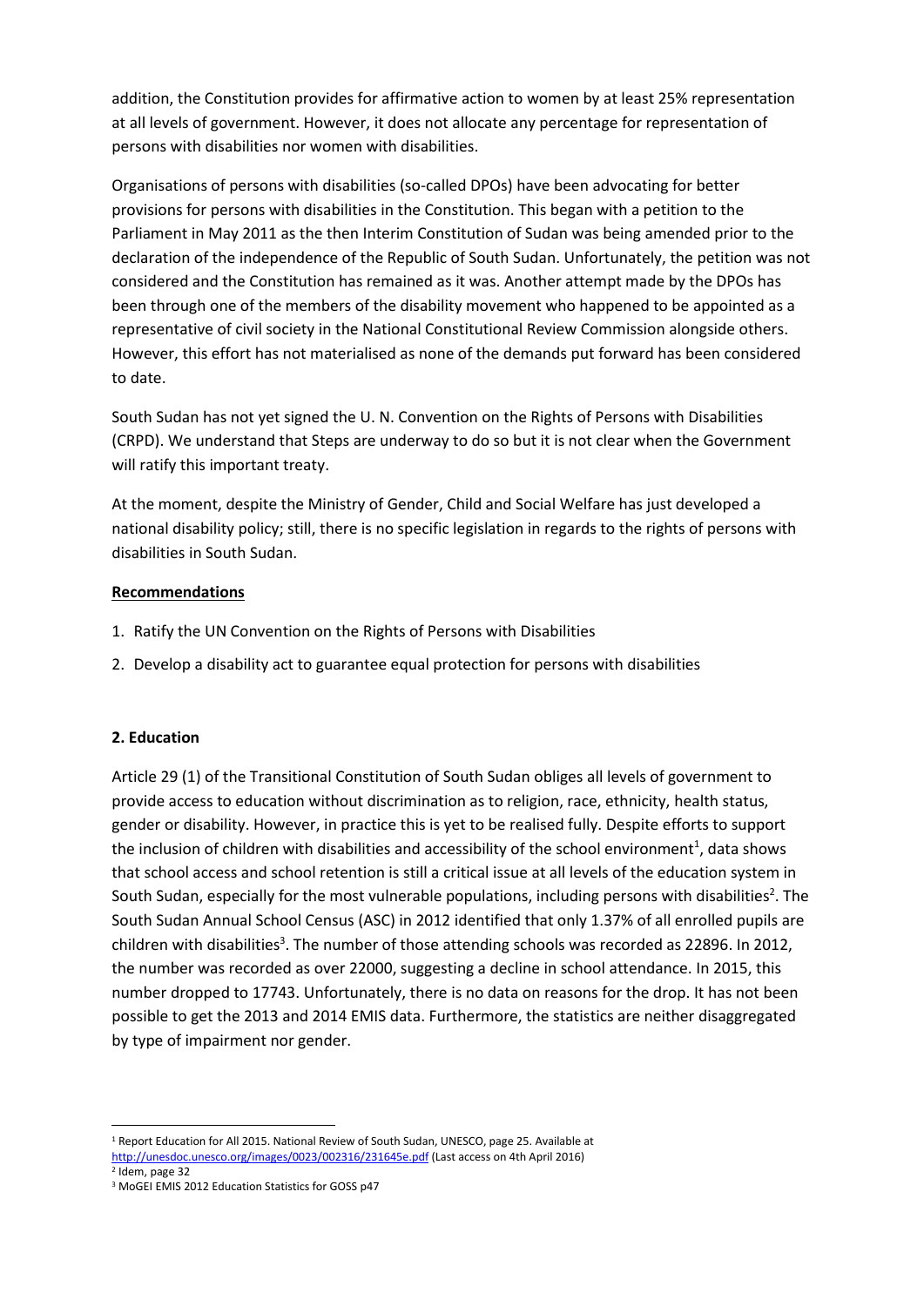addition, the Constitution provides for affirmative action to women by at least 25% representation at all levels of government. However, it does not allocate any percentage for representation of persons with disabilities nor women with disabilities.

Organisations of persons with disabilities (so-called DPOs) have been advocating for better provisions for persons with disabilities in the Constitution. This began with a petition to the Parliament in May 2011 as the then Interim Constitution of Sudan was being amended prior to the declaration of the independence of the Republic of South Sudan. Unfortunately, the petition was not considered and the Constitution has remained as it was. Another attempt made by the DPOs has been through one of the members of the disability movement who happened to be appointed as a representative of civil society in the National Constitutional Review Commission alongside others. However, this effort has not materialised as none of the demands put forward has been considered to date.

South Sudan has not yet signed the U. N. Convention on the Rights of Persons with Disabilities (CRPD). We understand that Steps are underway to do so but it is not clear when the Government will ratify this important treaty.

At the moment, despite the Ministry of Gender, Child and Social Welfare has just developed a national disability policy; still, there is no specific legislation in regards to the rights of persons with disabilities in South Sudan.

**Recommendations**

1. Ratify the UN Convention on the Rights of Persons with Disabilities
2. Develop a disability act to guarantee equal protection for persons with disabilities

**2. Education**

Article 29 (1) of the Transitional Constitution of South Sudan obliges all levels of government to provide access to education without discrimination as to religion, race, ethnicity, health status, gender or disability. However, in practice this is yet to be realised fully. Despite efforts to support the inclusion of children with disabilities and accessibility of the school environment[1], data shows that school access and school retention is still a critical issue at all levels of the education system in South Sudan, especially for the most vulnerable populations, including persons with disabilities[2]. The South Sudan Annual School Census (ASC) in 2012 identified that only 1.37% of all enrolled pupils are children with disabilities[3]. The number of those attending schools was recorded as 22896. In 2012, the number was recorded as over 22000, suggesting a decline in school attendance. In 2015, this number dropped to 17743. Unfortunately, there is no data on reasons for the drop. It has not been possible to get the 2013 and 2014 EMIS data. Furthermore, the statistics are neither disaggregated by type of impairment nor gender.

---

[1] Report Education for All 2015. National Review of South Sudan, UNESCO, page 25. Available at http://unesdoc.unesco.org/images/0023/002316/231645e.pdf (Last access on 4th April 2016)

[2] Idem, page 32

[3] MoGEI EMIS 2012 Education Statistics for GOSS p47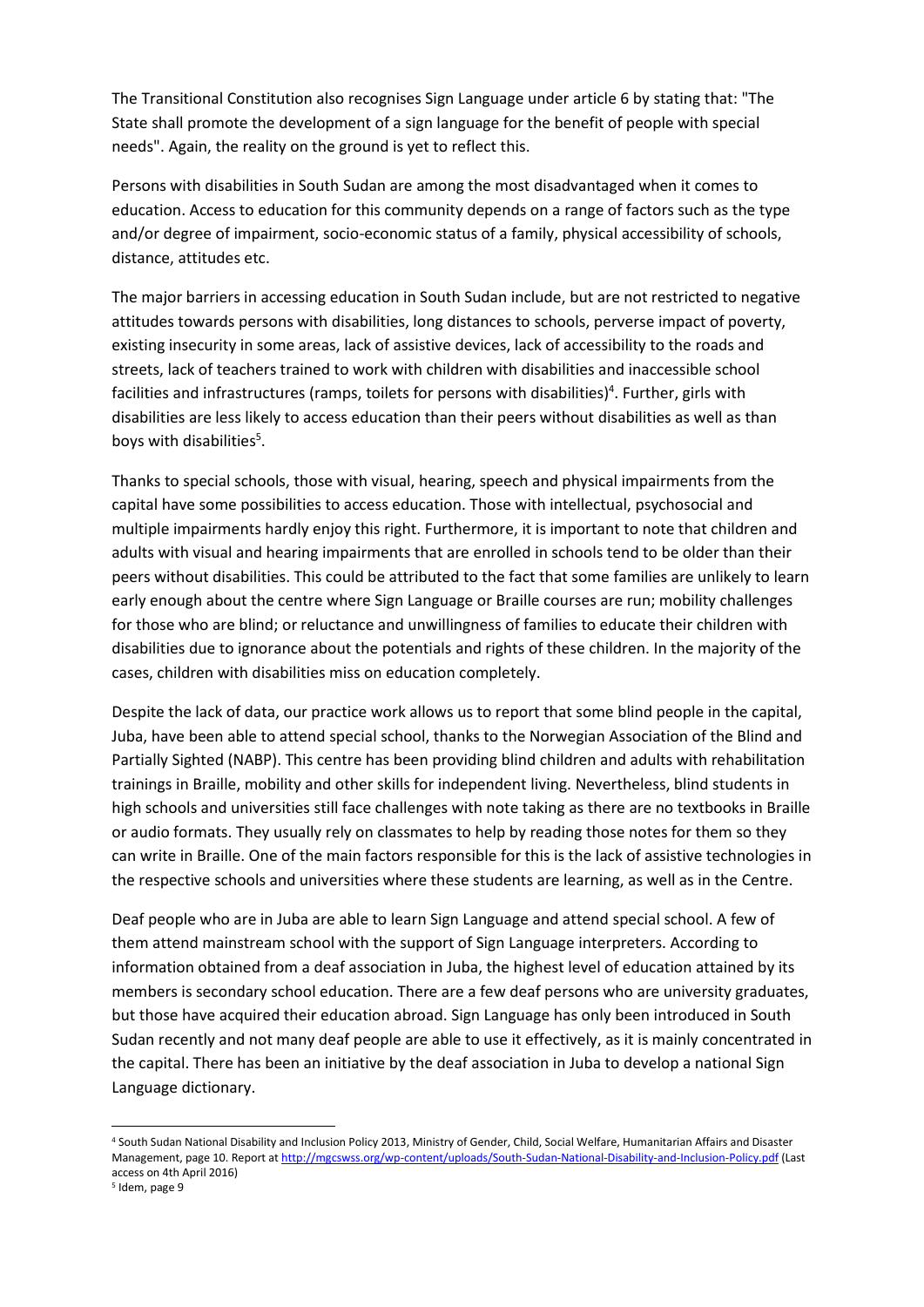The Transitional Constitution also recognises Sign Language under article 6 by stating that: "The State shall promote the development of a sign language for the benefit of people with special needs". Again, the reality on the ground is yet to reflect this.

Persons with disabilities in South Sudan are among the most disadvantaged when it comes to education. Access to education for this community depends on a range of factors such as the type and/or degree of impairment, socio-economic status of a family, physical accessibility of schools, distance, attitudes etc.

The major barriers in accessing education in South Sudan include, but are not restricted to negative attitudes towards persons with disabilities, long distances to schools, perverse impact of poverty, existing insecurity in some areas, lack of assistive devices, lack of accessibility to the roads and streets, lack of teachers trained to work with children with disabilities and inaccessible school facilities and infrastructures (ramps, toilets for persons with disabilities)[4]. Further, girls with disabilities are less likely to access education than their peers without disabilities as well as than boys with disabilities[5].

Thanks to special schools, those with visual, hearing, speech and physical impairments from the capital have some possibilities to access education. Those with intellectual, psychosocial and multiple impairments hardly enjoy this right. Furthermore, it is important to note that children and adults with visual and hearing impairments that are enrolled in schools tend to be older than their peers without disabilities. This could be attributed to the fact that some families are unlikely to learn early enough about the centre where Sign Language or Braille courses are run; mobility challenges for those who are blind; or reluctance and unwillingness of families to educate their children with disabilities due to ignorance about the potentials and rights of these children. In the majority of the cases, children with disabilities miss on education completely.

Despite the lack of data, our practice work allows us to report that some blind people in the capital, Juba, have been able to attend special school, thanks to the Norwegian Association of the Blind and Partially Sighted (NABP). This centre has been providing blind children and adults with rehabilitation trainings in Braille, mobility and other skills for independent living. Nevertheless, blind students in high schools and universities still face challenges with note taking as there are no textbooks in Braille or audio formats. They usually rely on classmates to help by reading those notes for them so they can write in Braille. One of the main factors responsible for this is the lack of assistive technologies in the respective schools and universities where these students are learning, as well as in the Centre.

Deaf people who are in Juba are able to learn Sign Language and attend special school. A few of them attend mainstream school with the support of Sign Language interpreters. According to information obtained from a deaf association in Juba, the highest level of education attained by its members is secondary school education. There are a few deaf persons who are university graduates, but those have acquired their education abroad. Sign Language has only been introduced in South Sudan recently and not many deaf people are able to use it effectively, as it is mainly concentrated in the capital. There has been an initiative by the deaf association in Juba to develop a national Sign Language dictionary.

---

[4] South Sudan National Disability and Inclusion Policy 2013, Ministry of Gender, Child, Social Welfare, Humanitarian Affairs and Disaster Management, page 10. Report at http://mgcswss.org/wp-content/uploads/South-Sudan-National-Disability-and-Inclusion-Policy.pdf (Last access on 4th April 2016)

[5] Idem, page 9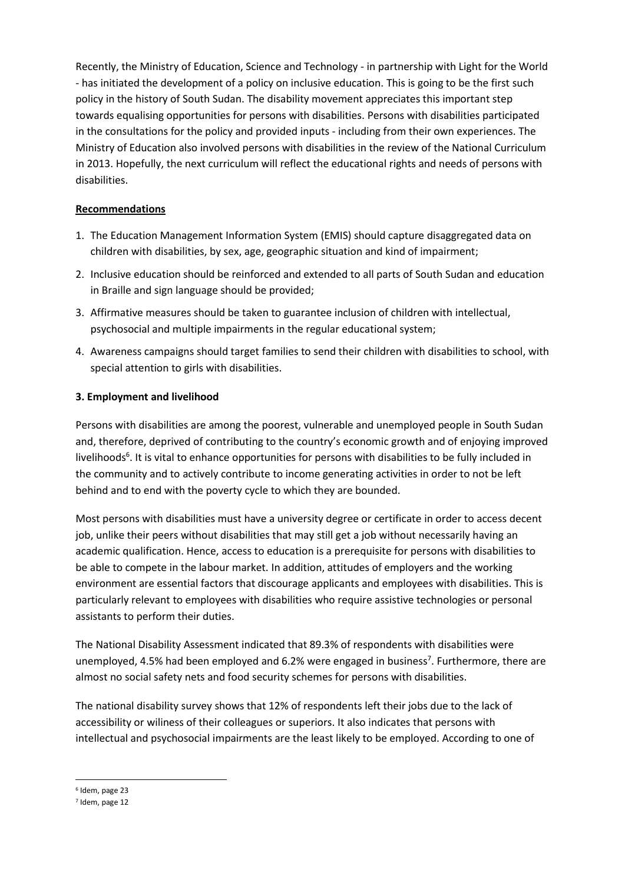Recently, the Ministry of Education, Science and Technology - in partnership with Light for the World - has initiated the development of a policy on inclusive education. This is going to be the first such policy in the history of South Sudan. The disability movement appreciates this important step towards equalising opportunities for persons with disabilities. Persons with disabilities participated in the consultations for the policy and provided inputs - including from their own experiences. The Ministry of Education also involved persons with disabilities in the review of the National Curriculum in 2013. Hopefully, the next curriculum will reflect the educational rights and needs of persons with disabilities.

**Recommendations**

1. The Education Management Information System (EMIS) should capture disaggregated data on children with disabilities, by sex, age, geographic situation and kind of impairment;
2. Inclusive education should be reinforced and extended to all parts of South Sudan and education in Braille and sign language should be provided;
3. Affirmative measures should be taken to guarantee inclusion of children with intellectual, psychosocial and multiple impairments in the regular educational system;
4. Awareness campaigns should target families to send their children with disabilities to school, with special attention to girls with disabilities.

**3. Employment and livelihood**

Persons with disabilities are among the poorest, vulnerable and unemployed people in South Sudan and, therefore, deprived of contributing to the country's economic growth and of enjoying improved livelihoods[6]. It is vital to enhance opportunities for persons with disabilities to be fully included in the community and to actively contribute to income generating activities in order to not be left behind and to end with the poverty cycle to which they are bounded.

Most persons with disabilities must have a university degree or certificate in order to access decent job, unlike their peers without disabilities that may still get a job without necessarily having an academic qualification. Hence, access to education is a prerequisite for persons with disabilities to be able to compete in the labour market. In addition, attitudes of employers and the working environment are essential factors that discourage applicants and employees with disabilities. This is particularly relevant to employees with disabilities who require assistive technologies or personal assistants to perform their duties.

The National Disability Assessment indicated that 89.3% of respondents with disabilities were unemployed, 4.5% had been employed and 6.2% were engaged in business[7]. Furthermore, there are almost no social safety nets and food security schemes for persons with disabilities.

The national disability survey shows that 12% of respondents left their jobs due to the lack of accessibility or wiliness of their colleagues or superiors. It also indicates that persons with intellectual and psychosocial impairments are the least likely to be employed. According to one of

[6] Idem, page 23

[7] Idem, page 12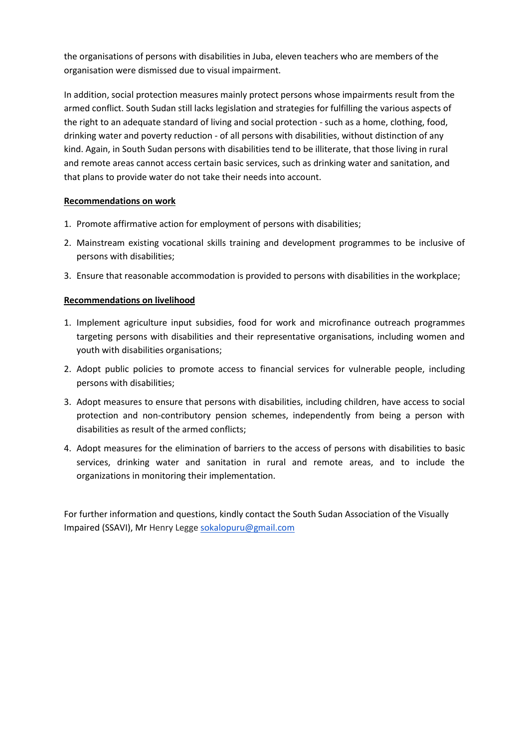the organisations of persons with disabilities in Juba, eleven teachers who are members of the organisation were dismissed due to visual impairment.

In addition, social protection measures mainly protect persons whose impairments result from the armed conflict. South Sudan still lacks legislation and strategies for fulfilling the various aspects of the right to an adequate standard of living and social protection - such as a home, clothing, food, drinking water and poverty reduction - of all persons with disabilities, without distinction of any kind. Again, in South Sudan persons with disabilities tend to be illiterate, that those living in rural and remote areas cannot access certain basic services, such as drinking water and sanitation, and that plans to provide water do not take their needs into account.

**Recommendations on work**

1. Promote affirmative action for employment of persons with disabilities;
2. Mainstream existing vocational skills training and development programmes to be inclusive of persons with disabilities;
3. Ensure that reasonable accommodation is provided to persons with disabilities in the workplace;

**Recommendations on livelihood**

1. Implement agriculture input subsidies, food for work and microfinance outreach programmes targeting persons with disabilities and their representative organisations, including women and youth with disabilities organisations;
2. Adopt public policies to promote access to financial services for vulnerable people, including persons with disabilities;
3. Adopt measures to ensure that persons with disabilities, including children, have access to social protection and non-contributory pension schemes, independently from being a person with disabilities as result of the armed conflicts;
4. Adopt measures for the elimination of barriers to the access of persons with disabilities to basic services, drinking water and sanitation in rural and remote areas, and to include the organizations in monitoring their implementation.

For further information and questions, kindly contact the South Sudan Association of the Visually Impaired (SSAVI), Mr Henry Legge sokalopuru@gmail.com